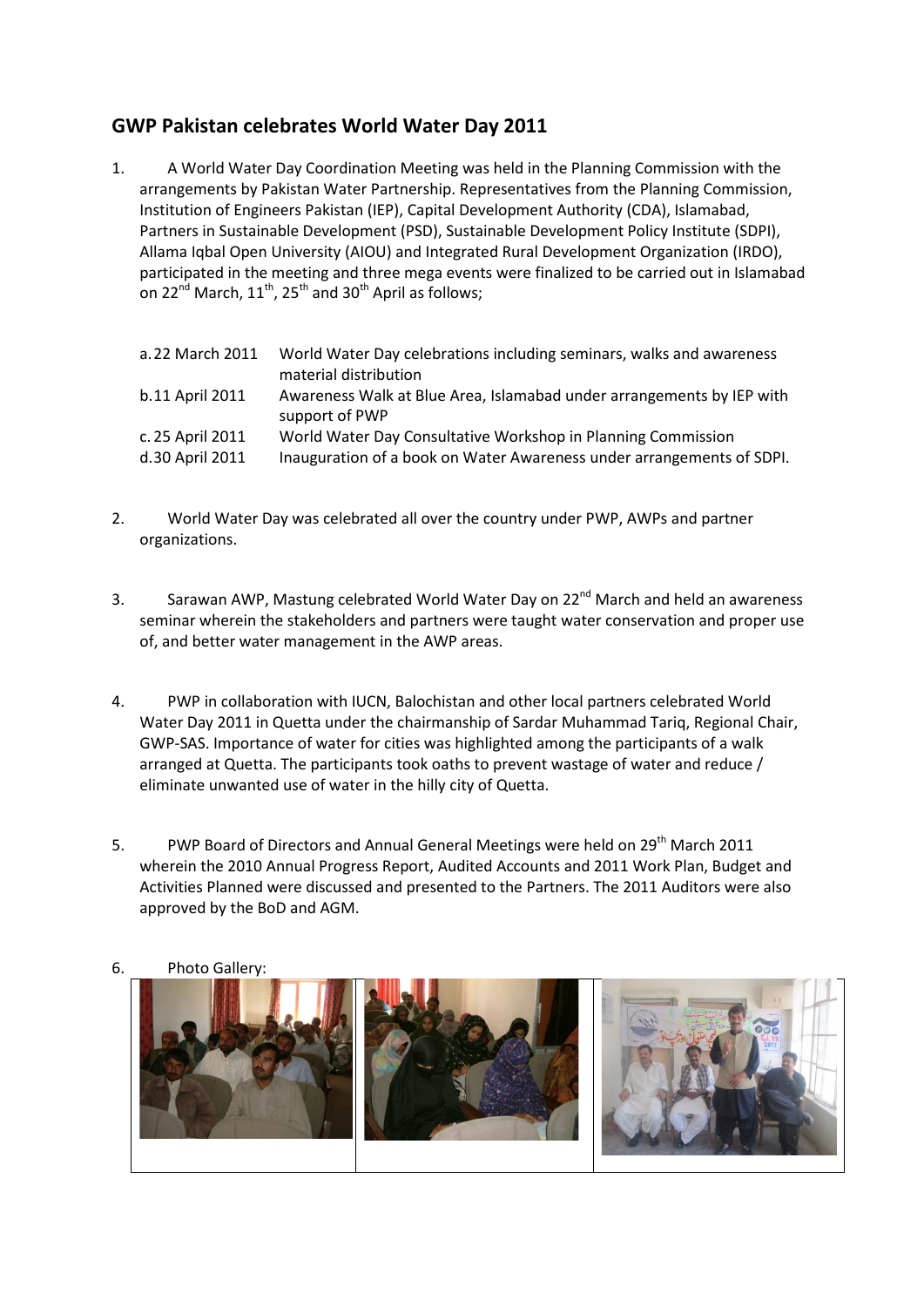## GWP Pakistan celebrates World Water Day 2011

1. A World Water Day Coordination Meeting was held in the Planning Commission with the arrangements by Pakistan Water Partnership. Representatives from the Planning Commission, Institution of Engineers Pakistan (IEP), Capital Development Authority (CDA), Islamabad, Partners in Sustainable Development (PSD), Sustainable Development Policy Institute (SDPI), Allama Iqbal Open University (AIOU) and Integrated Rural Development Organization (IRDO), participated in the meeting and three mega events were finalized to be carried out in Islamabad on 22nd March, 11th, 25th and 30th April as follows;

| | |
|---|---|
| a. 22 March 2011 | World Water Day celebrations including seminars, walks and awareness material distribution |
| b. 11 April 2011 | Awareness Walk at Blue Area, Islamabad under arrangements by IEP with support of PWP |
| c. 25 April 2011 | World Water Day Consultative Workshop in Planning Commission |
| d. 30 April 2011 | Inauguration of a book on Water Awareness under arrangements of SDPI. |

2. World Water Day was celebrated all over the country under PWP, AWPs and partner organizations.

3. Sarawan AWP, Mastung celebrated World Water Day on 22nd March and held an awareness seminar wherein the stakeholders and partners were taught water conservation and proper use of, and better water management in the AWP areas.

4. PWP in collaboration with IUCN, Balochistan and other local partners celebrated World Water Day 2011 in Quetta under the chairmanship of Sardar Muhammad Tariq, Regional Chair, GWP-SAS. Importance of water for cities was highlighted among the participants of a walk arranged at Quetta. The participants took oaths to prevent wastage of water and reduce / eliminate unwanted use of water in the hilly city of Quetta.

5. PWP Board of Directors and Annual General Meetings were held on 29th March 2011 wherein the 2010 Annual Progress Report, Audited Accounts and 2011 Work Plan, Budget and Activities Planned were discussed and presented to the Partners. The 2011 Auditors were also approved by the BoD and AGM.

6. Photo Gallery: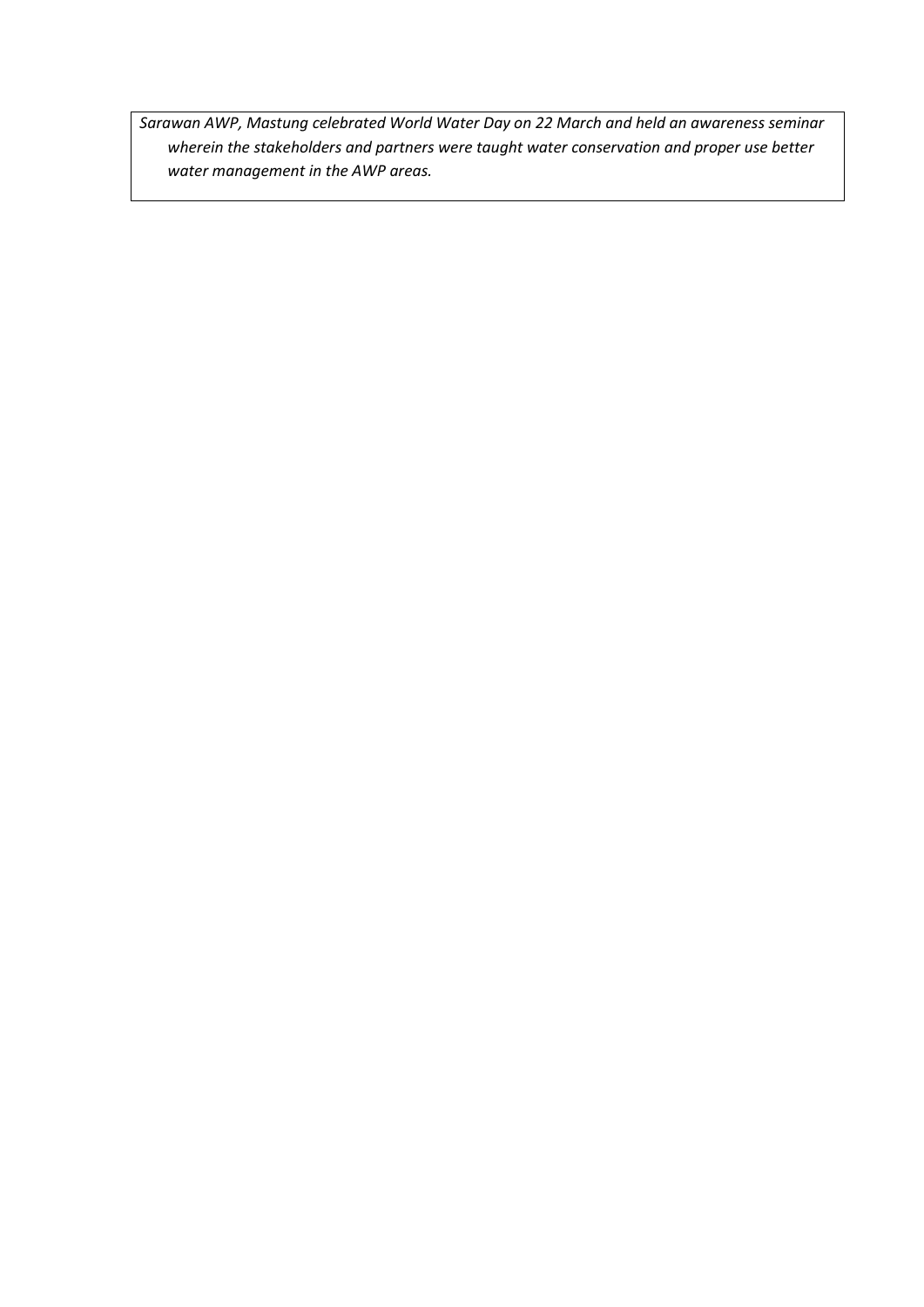*Sarawan AWP, Mastung celebrated World Water Day on 22 March and held an awareness seminar wherein the stakeholders and partners were taught water conservation and proper use better water management in the AWP areas.*